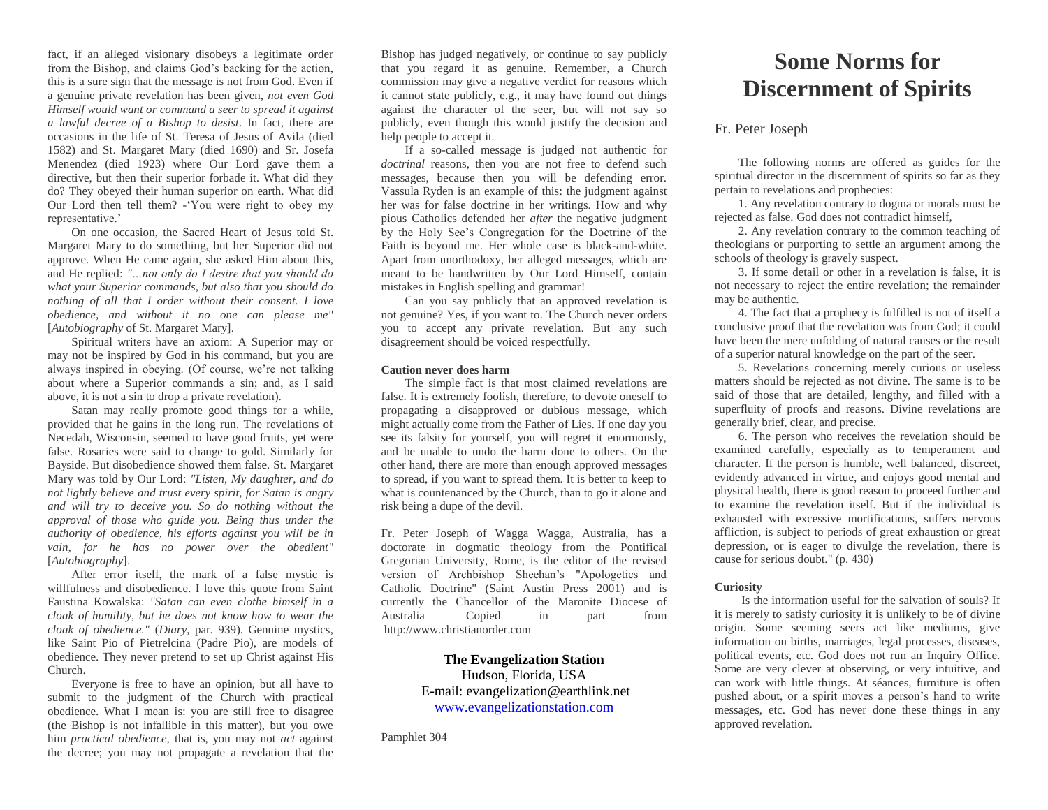fact, if an alleged visionary disobeys a legitimate order from the Bishop, and claims God's backing for the action, this is a sure sign that the message is not from God. Even if a genuine private revelation has been given, *not even God Himself would want or command a seer to spread it against a lawful decree of a Bishop to desist*. In fact, there are occasions in the life of St. Teresa of Jesus of Avila (died 1582) and St. Margaret Mary (died 1690) and Sr. Josefa Menendez (died 1923) where Our Lord gave them a directive, but then their superior forbade it. What did they do? They obeyed their human superior on earth. What did Our Lord then tell them? -'You were right to obey my representative.'

On one occasion, the Sacred Heart of Jesus told St. Margaret Mary to do something, but her Superior did not approve. When He came again, she asked Him about this, and He replied: *"...not only do I desire that you should do what your Superior commands, but also that you should do nothing of all that I order without their consent. I love obedience, and without it no one can please me"* [*Autobiography* of St. Margaret Mary].

Spiritual writers have an axiom: A Superior may or may not be inspired by God in his command, but you are always inspired in obeying. (Of course, we're not talking about where a Superior commands a sin; and, as I said above, it is not a sin to drop a private revelation).

Satan may really promote good things for a while, provided that he gains in the long run. The revelations of Necedah, Wisconsin, seemed to have good fruits, yet were false. Rosaries were said to change to gold. Similarly for Bayside. But disobedience showed them false. St. Margaret Mary was told by Our Lord: *"Listen, My daughter, and do not lightly believe and trust every spirit, for Satan is angry and will try to deceive you. So do nothing without the approval of those who guide you. Being thus under the authority of obedience, his efforts against you will be in vain, for he has no power over the obedient"* [*Autobiography*].

After error itself, the mark of a false mystic is willfulness and disobedience. I love this quote from Saint Faustina Kowalska: *"Satan can even clothe himself in a cloak of humility, but he does not know how to wear the cloak of obedience."* (*Diary*, par. 939). Genuine mystics, like Saint Pio of Pietrelcina (Padre Pio), are models of obedience. They never pretend to set up Christ against His Church.

Everyone is free to have an opinion, but all have to submit to the judgment of the Church with practical obedience. What I mean is: you are still free to disagree (the Bishop is not infallible in this matter), but you owe him *practical obedience,* that is, you may not *act* against the decree; you may not propagate a revelation that the Bishop has judged negatively, or continue to say publicly that you regard it as genuine. Remember, a Church commission may give a negative verdict for reasons which it cannot state publicly, e.g., it may have found out things against the character of the seer, but will not say so publicly, even though this would justify the decision and help people to accept it.

If a so-called message is judged not authentic for *doctrinal* reasons, then you are not free to defend such messages, because then you will be defending error. Vassula Ryden is an example of this: the judgment against her was for false doctrine in her writings. How and why pious Catholics defended her *after* the negative judgment by the Holy See's Congregation for the Doctrine of the Faith is beyond me. Her whole case is black-and-white. Apart from unorthodoxy, her alleged messages, which are meant to be handwritten by Our Lord Himself, contain mistakes in English spelling and grammar!

Can you say publicly that an approved revelation is not genuine? Yes, if you want to. The Church never orders you to accept any private revelation. But any such disagreement should be voiced respectfully.

**Caution never does harm**

The simple fact is that most claimed revelations are false. It is extremely foolish, therefore, to devote oneself to propagating a disapproved or dubious message, which might actually come from the Father of Lies. If one day you see its falsity for yourself, you will regret it enormously, and be unable to undo the harm done to others. On the other hand, there are more than enough approved messages to spread, if you want to spread them. It is better to keep to what is countenanced by the Church, than to go it alone and risk being a dupe of the devil.

Fr. Peter Joseph of Wagga Wagga, Australia, has a doctorate in dogmatic theology from the Pontifical Gregorian University, Rome, is the editor of the revised version of Archbishop Sheehan's "Apologetics and Catholic Doctrine" (Saint Austin Press 2001) and is currently the Chancellor of the Maronite Diocese of Australia Copied in part from http://www.christianorder.com

**The Evangelization Station**
Hudson, Florida, USA
E-mail: evangelization@earthlink.net
www.evangelizationstation.com

Pamphlet 304

# Some Norms for Discernment of Spirits

Fr. Peter Joseph

The following norms are offered as guides for the spiritual director in the discernment of spirits so far as they pertain to revelations and prophecies:

1. Any revelation contrary to dogma or morals must be rejected as false. God does not contradict himself,

2. Any revelation contrary to the common teaching of theologians or purporting to settle an argument among the schools of theology is gravely suspect.

3. If some detail or other in a revelation is false, it is not necessary to reject the entire revelation; the remainder may be authentic.

4. The fact that a prophecy is fulfilled is not of itself a conclusive proof that the revelation was from God; it could have been the mere unfolding of natural causes or the result of a superior natural knowledge on the part of the seer.

5. Revelations concerning merely curious or useless matters should be rejected as not divine. The same is to be said of those that are detailed, lengthy, and filled with a superfluity of proofs and reasons. Divine revelations are generally brief, clear, and precise.

6. The person who receives the revelation should be examined carefully, especially as to temperament and character. If the person is humble, well balanced, discreet, evidently advanced in virtue, and enjoys good mental and physical health, there is good reason to proceed further and to examine the revelation itself. But if the individual is exhausted with excessive mortifications, suffers nervous affliction, is subject to periods of great exhaustion or great depression, or is eager to divulge the revelation, there is cause for serious doubt." (p. 430)

**Curiosity**

Is the information useful for the salvation of souls? If it is merely to satisfy curiosity it is unlikely to be of divine origin. Some seeming seers act like mediums, give information on births, marriages, legal processes, diseases, political events, etc. God does not run an Inquiry Office. Some are very clever at observing, or very intuitive, and can work with little things. At séances, furniture is often pushed about, or a spirit moves a person's hand to write messages, etc. God has never done these things in any approved revelation.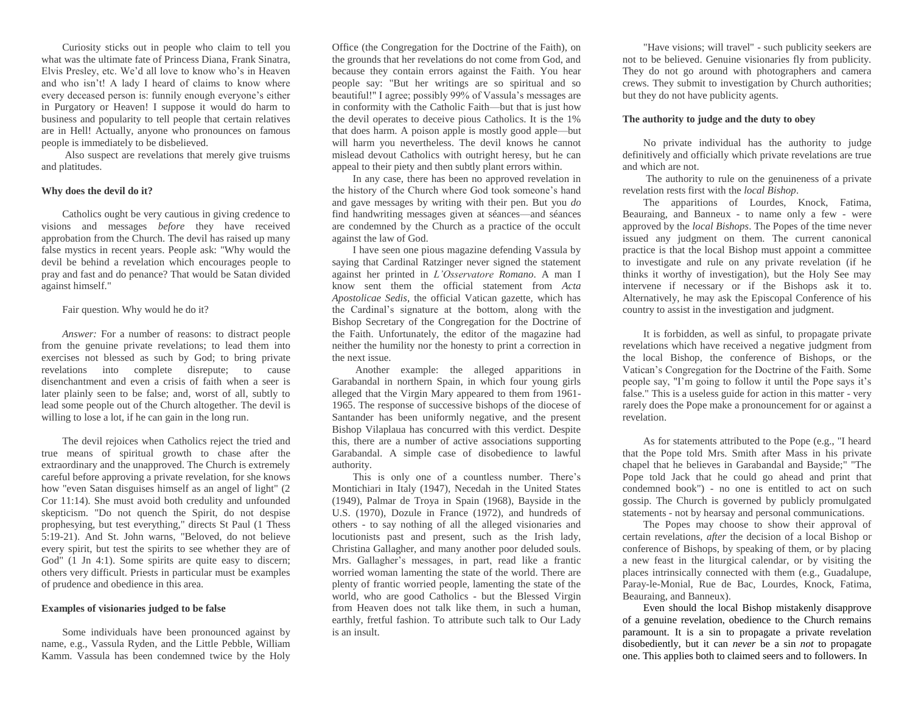Curiosity sticks out in people who claim to tell you what was the ultimate fate of Princess Diana, Frank Sinatra, Elvis Presley, etc. We'd all love to know who's in Heaven and who isn't! A lady I heard of claims to know where every deceased person is: funnily enough everyone's either in Purgatory or Heaven! I suppose it would do harm to business and popularity to tell people that certain relatives are in Hell! Actually, anyone who pronounces on famous people is immediately to be disbelieved.

Also suspect are revelations that merely give truisms and platitudes.

**Why does the devil do it?**

Catholics ought be very cautious in giving credence to visions and messages *before* they have received approbation from the Church. The devil has raised up many false mystics in recent years. People ask: "Why would the devil be behind a revelation which encourages people to pray and fast and do penance? That would be Satan divided against himself."

Fair question. Why would he do it?

*Answer:* For a number of reasons: to distract people from the genuine private revelations; to lead them into exercises not blessed as such by God; to bring private revelations into complete disrepute; to cause disenchantment and even a crisis of faith when a seer is later plainly seen to be false; and, worst of all, subtly to lead some people out of the Church altogether. The devil is willing to lose a lot, if he can gain in the long run.

The devil rejoices when Catholics reject the tried and true means of spiritual growth to chase after the extraordinary and the unapproved. The Church is extremely careful before approving a private revelation, for she knows how "even Satan disguises himself as an angel of light" (2 Cor 11:14). She must avoid both credulity and unfounded skepticism. "Do not quench the Spirit, do not despise prophesying, but test everything," directs St Paul (1 Thess 5:19-21). And St. John warns, "Beloved, do not believe every spirit, but test the spirits to see whether they are of God" (1 Jn 4:1). Some spirits are quite easy to discern; others very difficult. Priests in particular must be examples of prudence and obedience in this area.

**Examples of visionaries judged to be false**

Some individuals have been pronounced against by name, e.g., Vassula Ryden, and the Little Pebble, William Kamm. Vassula has been condemned twice by the Holy Office (the Congregation for the Doctrine of the Faith), on the grounds that her revelations do not come from God, and because they contain errors against the Faith. You hear people say: "But her writings are so spiritual and so beautiful!" I agree; possibly 99% of Vassula's messages are in conformity with the Catholic Faith—but that is just how the devil operates to deceive pious Catholics. It is the 1% that does harm. A poison apple is mostly good apple—but will harm you nevertheless. The devil knows he cannot mislead devout Catholics with outright heresy, but he can appeal to their piety and then subtly plant errors within.

In any case, there has been no approved revelation in the history of the Church where God took someone's hand and gave messages by writing with their pen. But you *do* find handwriting messages given at séances—and séances are condemned by the Church as a practice of the occult against the law of God.

I have seen one pious magazine defending Vassula by saying that Cardinal Ratzinger never signed the statement against her printed in *L'Osservatore Romano*. A man I know sent them the official statement from *Acta Apostolicae Sedis*, the official Vatican gazette, which has the Cardinal's signature at the bottom, along with the Bishop Secretary of the Congregation for the Doctrine of the Faith. Unfortunately, the editor of the magazine had neither the humility nor the honesty to print a correction in the next issue.

Another example: the alleged apparitions in Garabandal in northern Spain, in which four young girls alleged that the Virgin Mary appeared to them from 1961-1965. The response of successive bishops of the diocese of Santander has been uniformly negative, and the present Bishop Vilaplaua has concurred with this verdict. Despite this, there are a number of active associations supporting Garabandal. A simple case of disobedience to lawful authority.

This is only one of a countless number. There's Montichiari in Italy (1947), Necedah in the United States (1949), Palmar de Troya in Spain (1968), Bayside in the U.S. (1970), Dozule in France (1972), and hundreds of others - to say nothing of all the alleged visionaries and locutionists past and present, such as the Irish lady, Christina Gallagher, and many another poor deluded souls. Mrs. Gallagher's messages, in part, read like a frantic worried woman lamenting the state of the world. There are plenty of frantic worried people, lamenting the state of the world, who are good Catholics - but the Blessed Virgin from Heaven does not talk like them, in such a human, earthly, fretful fashion. To attribute such talk to Our Lady is an insult.

"Have visions; will travel" - such publicity seekers are not to be believed. Genuine visionaries fly from publicity. They do not go around with photographers and camera crews. They submit to investigation by Church authorities; but they do not have publicity agents.

**The authority to judge and the duty to obey**

No private individual has the authority to judge definitively and officially which private revelations are true and which are not.

The authority to rule on the genuineness of a private revelation rests first with the *local Bishop*.

The apparitions of Lourdes, Knock, Fatima, Beauraing, and Banneux - to name only a few - were approved by the *local Bishops*. The Popes of the time never issued any judgment on them. The current canonical practice is that the local Bishop must appoint a committee to investigate and rule on any private revelation (if he thinks it worthy of investigation), but the Holy See may intervene if necessary or if the Bishops ask it to. Alternatively, he may ask the Episcopal Conference of his country to assist in the investigation and judgment.

It is forbidden, as well as sinful, to propagate private revelations which have received a negative judgment from the local Bishop, the conference of Bishops, or the Vatican's Congregation for the Doctrine of the Faith. Some people say, "I'm going to follow it until the Pope says it's false." This is a useless guide for action in this matter - very rarely does the Pope make a pronouncement for or against a revelation.

As for statements attributed to the Pope (e.g., "I heard that the Pope told Mrs. Smith after Mass in his private chapel that he believes in Garabandal and Bayside;" "The Pope told Jack that he could go ahead and print that condemned book") - no one is entitled to act on such gossip. The Church is governed by publicly promulgated statements - not by hearsay and personal communications.

The Popes may choose to show their approval of certain revelations, *after* the decision of a local Bishop or conference of Bishops, by speaking of them, or by placing a new feast in the liturgical calendar, or by visiting the places intrinsically connected with them (e.g., Guadalupe, Paray-le-Monial, Rue de Bac, Lourdes, Knock, Fatima, Beauraing, and Banneux).

Even should the local Bishop mistakenly disapprove of a genuine revelation, obedience to the Church remains paramount. It is a sin to propagate a private revelation disobediently, but it can *never* be a sin *not* to propagate one. This applies both to claimed seers and to followers. In